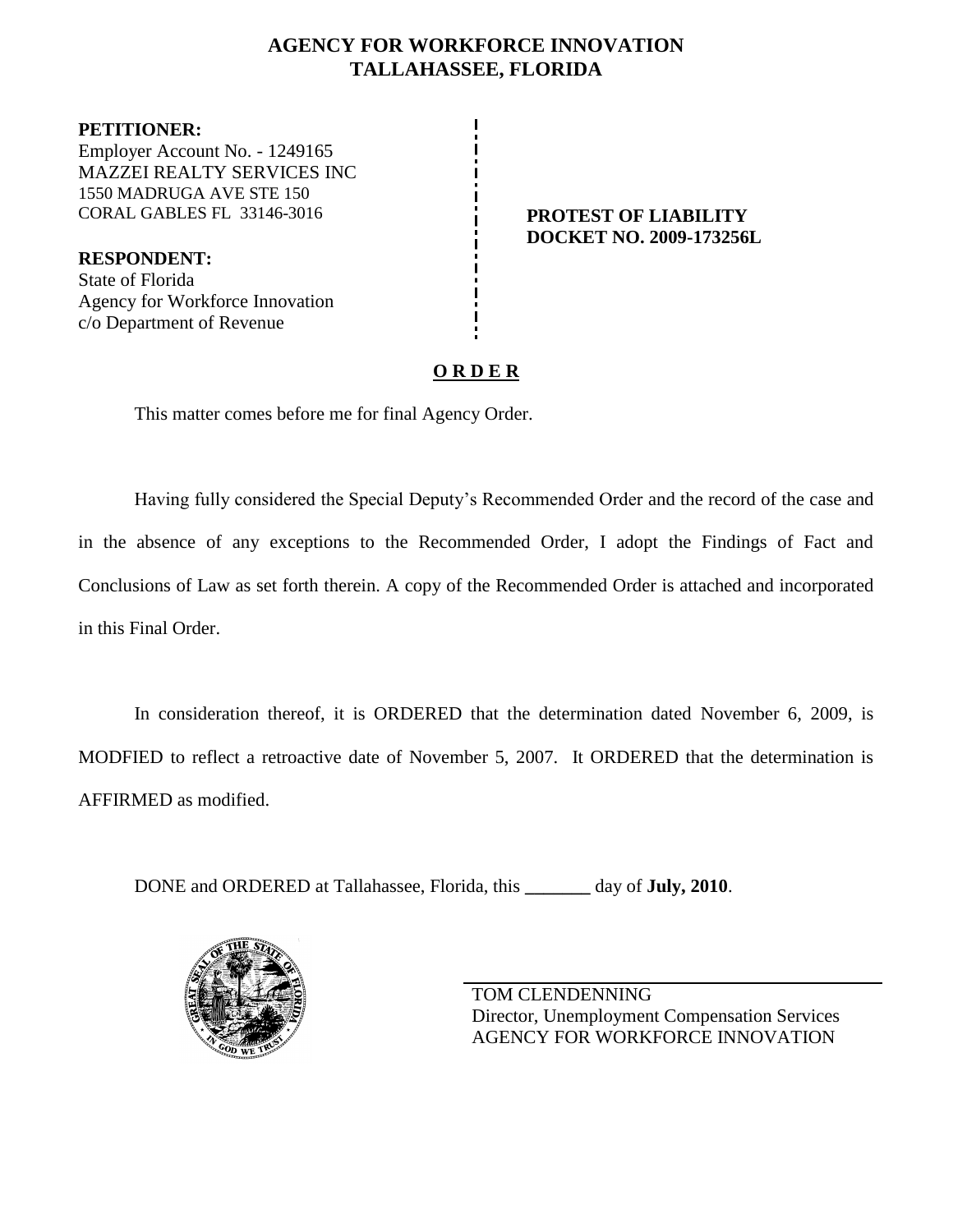# AGENCY FOR WORKFORCE INNOVATION
## TALLAHASSEE, FLORIDA

**PETITIONER:**
Employer Account No. - 1249165
MAZZEI REALTY SERVICES INC
1550 MADRUGA AVE STE 150
CORAL GABLES FL 33146-3016

**RESPONDENT:**
State of Florida
Agency for Workforce Innovation
c/o Department of Revenue

**PROTEST OF LIABILITY**
**DOCKET NO. 2009-173256L**

**O R D E R**

This matter comes before me for final Agency Order.

Having fully considered the Special Deputy's Recommended Order and the record of the case and in the absence of any exceptions to the Recommended Order, I adopt the Findings of Fact and Conclusions of Law as set forth therein. A copy of the Recommended Order is attached and incorporated in this Final Order.

In consideration thereof, it is ORDERED that the determination dated November 6, 2009, is MODFIED to reflect a retroactive date of November 5, 2007. It ORDERED that the determination is AFFIRMED as modified.

DONE and ORDERED at Tallahassee, Florida, this _______ day of **July, 2010**.

TOM CLENDENNING
Director, Unemployment Compensation Services
AGENCY FOR WORKFORCE INNOVATION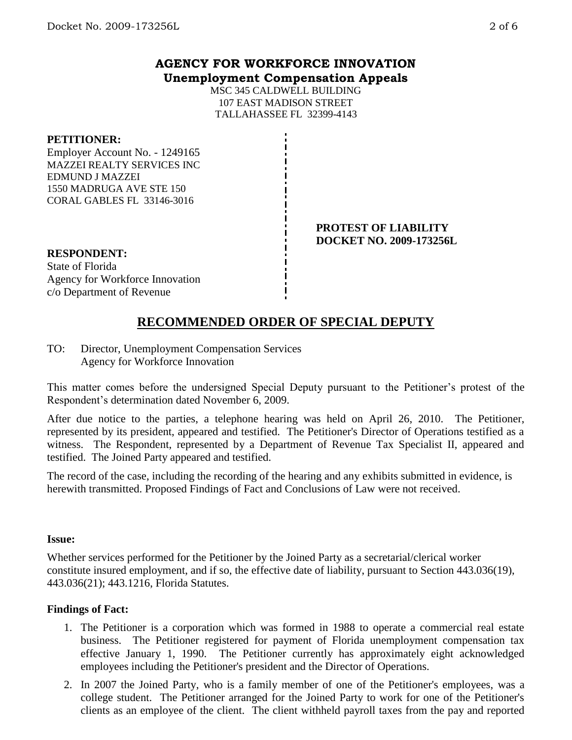**AGENCY FOR WORKFORCE INNOVATION**
**Unemployment Compensation Appeals**

MSC 345 CALDWELL BUILDING
107 EAST MADISON STREET
TALLAHASSEE FL 32399-4143

**PETITIONER:**
Employer Account No. - 1249165
MAZZEI REALTY SERVICES INC
EDMUND J MAZZEI
1550 MADRUGA AVE STE 150
CORAL GABLES FL 33146-3016

**PROTEST OF LIABILITY**
**DOCKET NO. 2009-173256L**

**RESPONDENT:**
State of Florida
Agency for Workforce Innovation
c/o Department of Revenue

## RECOMMENDED ORDER OF SPECIAL DEPUTY

TO: Director, Unemployment Compensation Services
Agency for Workforce Innovation

This matter comes before the undersigned Special Deputy pursuant to the Petitioner's protest of the Respondent's determination dated November 6, 2009.

After due notice to the parties, a telephone hearing was held on April 26, 2010. The Petitioner, represented by its president, appeared and testified. The Petitioner's Director of Operations testified as a witness. The Respondent, represented by a Department of Revenue Tax Specialist II, appeared and testified. The Joined Party appeared and testified.

The record of the case, including the recording of the hearing and any exhibits submitted in evidence, is herewith transmitted. Proposed Findings of Fact and Conclusions of Law were not received.

**Issue:**

Whether services performed for the Petitioner by the Joined Party as a secretarial/clerical worker constitute insured employment, and if so, the effective date of liability, pursuant to Section 443.036(19), 443.036(21); 443.1216, Florida Statutes.

**Findings of Fact:**

1. The Petitioner is a corporation which was formed in 1988 to operate a commercial real estate business. The Petitioner registered for payment of Florida unemployment compensation tax effective January 1, 1990. The Petitioner currently has approximately eight acknowledged employees including the Petitioner's president and the Director of Operations.
2. In 2007 the Joined Party, who is a family member of one of the Petitioner's employees, was a college student. The Petitioner arranged for the Joined Party to work for one of the Petitioner's clients as an employee of the client. The client withheld payroll taxes from the pay and reported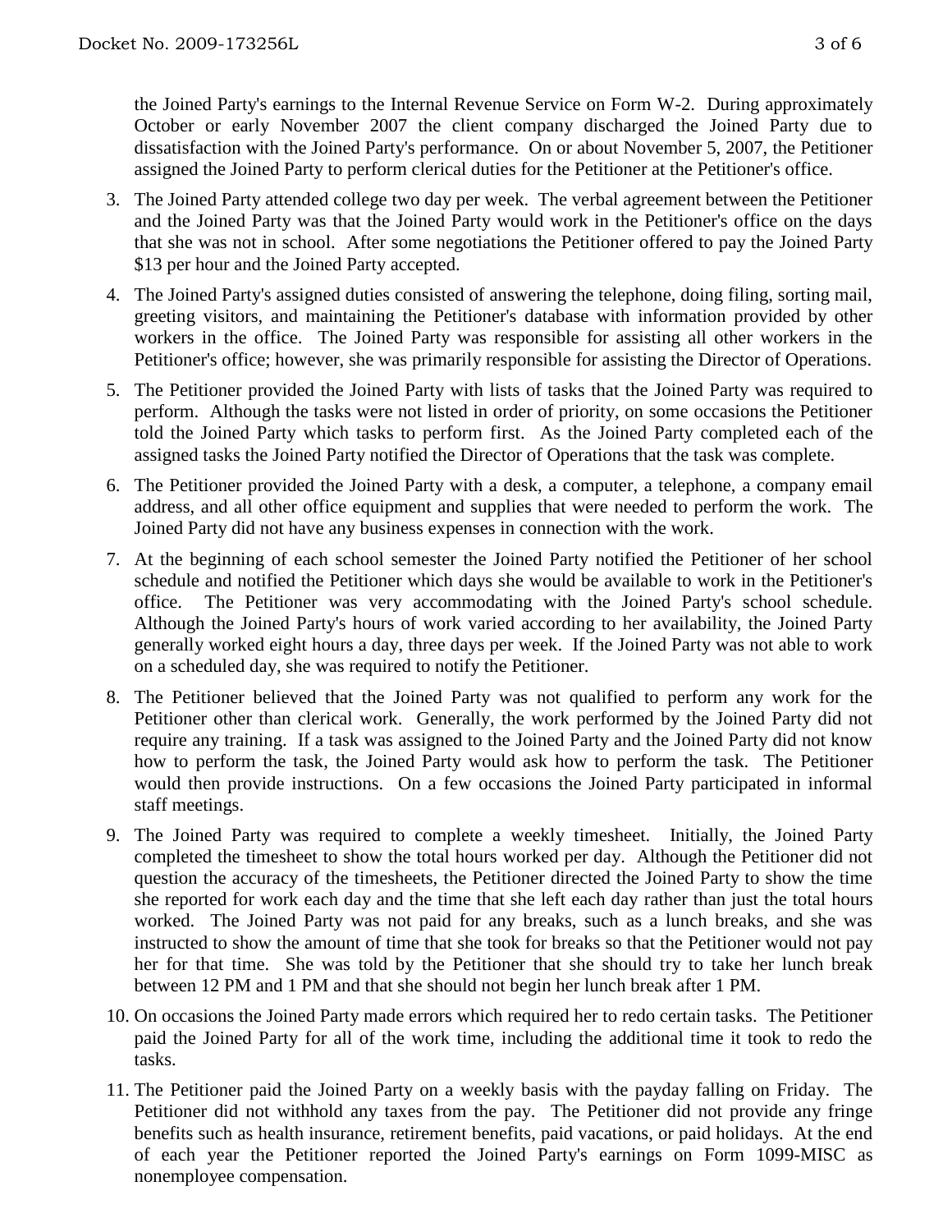the Joined Party's earnings to the Internal Revenue Service on Form W-2. During approximately October or early November 2007 the client company discharged the Joined Party due to dissatisfaction with the Joined Party's performance. On or about November 5, 2007, the Petitioner assigned the Joined Party to perform clerical duties for the Petitioner at the Petitioner's office.

3. The Joined Party attended college two day per week. The verbal agreement between the Petitioner and the Joined Party was that the Joined Party would work in the Petitioner's office on the days that she was not in school. After some negotiations the Petitioner offered to pay the Joined Party $13 per hour and the Joined Party accepted.

4. The Joined Party's assigned duties consisted of answering the telephone, doing filing, sorting mail, greeting visitors, and maintaining the Petitioner's database with information provided by other workers in the office. The Joined Party was responsible for assisting all other workers in the Petitioner's office; however, she was primarily responsible for assisting the Director of Operations.

5. The Petitioner provided the Joined Party with lists of tasks that the Joined Party was required to perform. Although the tasks were not listed in order of priority, on some occasions the Petitioner told the Joined Party which tasks to perform first. As the Joined Party completed each of the assigned tasks the Joined Party notified the Director of Operations that the task was complete.

6. The Petitioner provided the Joined Party with a desk, a computer, a telephone, a company email address, and all other office equipment and supplies that were needed to perform the work. The Joined Party did not have any business expenses in connection with the work.

7. At the beginning of each school semester the Joined Party notified the Petitioner of her school schedule and notified the Petitioner which days she would be available to work in the Petitioner's office. The Petitioner was very accommodating with the Joined Party's school schedule. Although the Joined Party's hours of work varied according to her availability, the Joined Party generally worked eight hours a day, three days per week. If the Joined Party was not able to work on a scheduled day, she was required to notify the Petitioner.

8. The Petitioner believed that the Joined Party was not qualified to perform any work for the Petitioner other than clerical work. Generally, the work performed by the Joined Party did not require any training. If a task was assigned to the Joined Party and the Joined Party did not know how to perform the task, the Joined Party would ask how to perform the task. The Petitioner would then provide instructions. On a few occasions the Joined Party participated in informal staff meetings.

9. The Joined Party was required to complete a weekly timesheet. Initially, the Joined Party completed the timesheet to show the total hours worked per day. Although the Petitioner did not question the accuracy of the timesheets, the Petitioner directed the Joined Party to show the time she reported for work each day and the time that she left each day rather than just the total hours worked. The Joined Party was not paid for any breaks, such as a lunch breaks, and she was instructed to show the amount of time that she took for breaks so that the Petitioner would not pay her for that time. She was told by the Petitioner that she should try to take her lunch break between 12 PM and 1 PM and that she should not begin her lunch break after 1 PM.

10. On occasions the Joined Party made errors which required her to redo certain tasks. The Petitioner paid the Joined Party for all of the work time, including the additional time it took to redo the tasks.

11. The Petitioner paid the Joined Party on a weekly basis with the payday falling on Friday. The Petitioner did not withhold any taxes from the pay. The Petitioner did not provide any fringe benefits such as health insurance, retirement benefits, paid vacations, or paid holidays. At the end of each year the Petitioner reported the Joined Party's earnings on Form 1099-MISC as nonemployee compensation.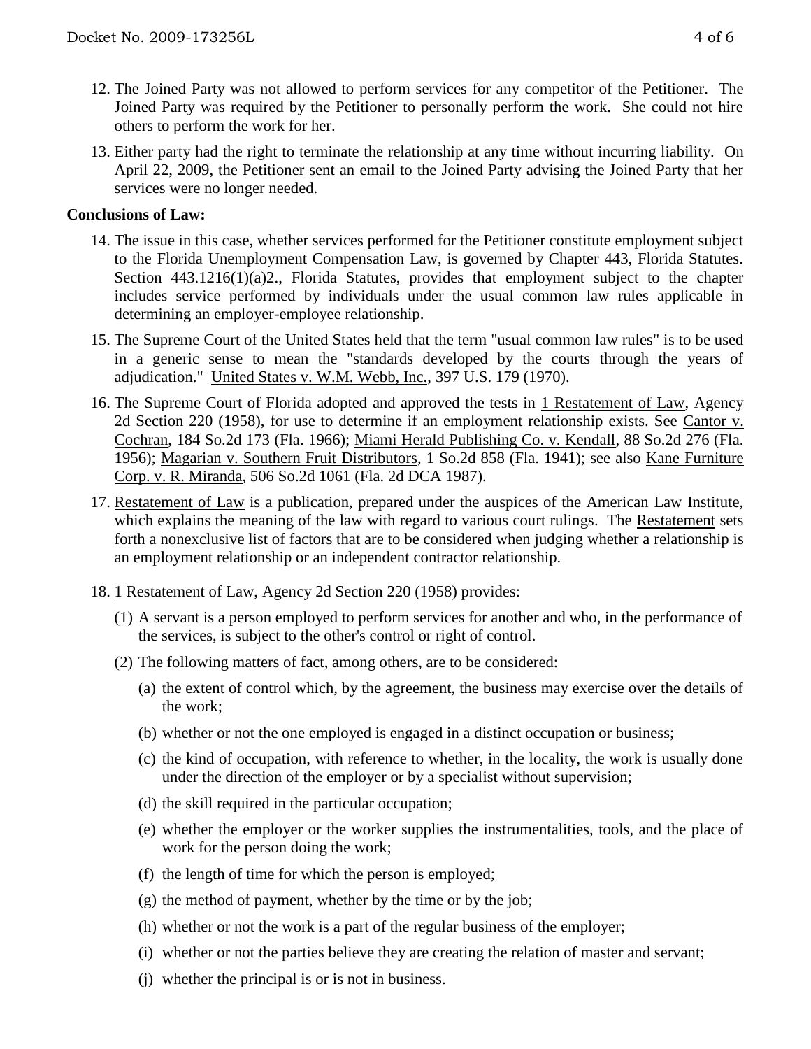12. The Joined Party was not allowed to perform services for any competitor of the Petitioner. The Joined Party was required by the Petitioner to personally perform the work. She could not hire others to perform the work for her.

13. Either party had the right to terminate the relationship at any time without incurring liability. On April 22, 2009, the Petitioner sent an email to the Joined Party advising the Joined Party that her services were no longer needed.

**Conclusions of Law:**

14. The issue in this case, whether services performed for the Petitioner constitute employment subject to the Florida Unemployment Compensation Law, is governed by Chapter 443, Florida Statutes. Section 443.1216(1)(a)2., Florida Statutes, provides that employment subject to the chapter includes service performed by individuals under the usual common law rules applicable in determining an employer-employee relationship.

15. The Supreme Court of the United States held that the term "usual common law rules" is to be used in a generic sense to mean the "standards developed by the courts through the years of adjudication." United States v. W.M. Webb, Inc., 397 U.S. 179 (1970).

16. The Supreme Court of Florida adopted and approved the tests in 1 Restatement of Law, Agency 2d Section 220 (1958), for use to determine if an employment relationship exists. See Cantor v. Cochran, 184 So.2d 173 (Fla. 1966); Miami Herald Publishing Co. v. Kendall, 88 So.2d 276 (Fla. 1956); Magarian v. Southern Fruit Distributors, 1 So.2d 858 (Fla. 1941); see also Kane Furniture Corp. v. R. Miranda, 506 So.2d 1061 (Fla. 2d DCA 1987).

17. Restatement of Law is a publication, prepared under the auspices of the American Law Institute, which explains the meaning of the law with regard to various court rulings. The Restatement sets forth a nonexclusive list of factors that are to be considered when judging whether a relationship is an employment relationship or an independent contractor relationship.

18. 1 Restatement of Law, Agency 2d Section 220 (1958) provides:

    (1) A servant is a person employed to perform services for another and who, in the performance of the services, is subject to the other's control or right of control.

    (2) The following matters of fact, among others, are to be considered:

    (a) the extent of control which, by the agreement, the business may exercise over the details of the work;

    (b) whether or not the one employed is engaged in a distinct occupation or business;

    (c) the kind of occupation, with reference to whether, in the locality, the work is usually done under the direction of the employer or by a specialist without supervision;

    (d) the skill required in the particular occupation;

    (e) whether the employer or the worker supplies the instrumentalities, tools, and the place of work for the person doing the work;

    (f) the length of time for which the person is employed;

    (g) the method of payment, whether by the time or by the job;

    (h) whether or not the work is a part of the regular business of the employer;

    (i) whether or not the parties believe they are creating the relation of master and servant;

    (j) whether the principal is or is not in business.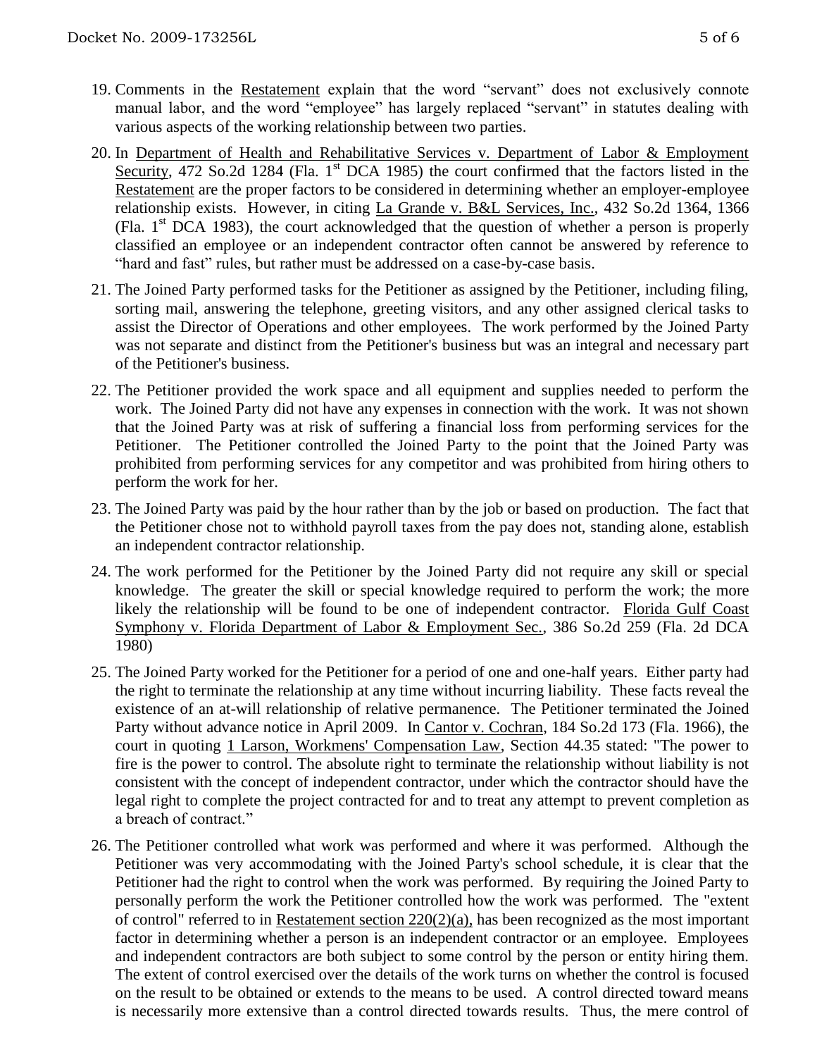19. Comments in the Restatement explain that the word "servant" does not exclusively connote manual labor, and the word "employee" has largely replaced "servant" in statutes dealing with various aspects of the working relationship between two parties.

20. In Department of Health and Rehabilitative Services v. Department of Labor & Employment Security, 472 So.2d 1284 (Fla. 1st DCA 1985) the court confirmed that the factors listed in the Restatement are the proper factors to be considered in determining whether an employer-employee relationship exists. However, in citing La Grande v. B&L Services, Inc., 432 So.2d 1364, 1366 (Fla. 1st DCA 1983), the court acknowledged that the question of whether a person is properly classified an employee or an independent contractor often cannot be answered by reference to "hard and fast" rules, but rather must be addressed on a case-by-case basis.

21. The Joined Party performed tasks for the Petitioner as assigned by the Petitioner, including filing, sorting mail, answering the telephone, greeting visitors, and any other assigned clerical tasks to assist the Director of Operations and other employees. The work performed by the Joined Party was not separate and distinct from the Petitioner's business but was an integral and necessary part of the Petitioner's business.

22. The Petitioner provided the work space and all equipment and supplies needed to perform the work. The Joined Party did not have any expenses in connection with the work. It was not shown that the Joined Party was at risk of suffering a financial loss from performing services for the Petitioner. The Petitioner controlled the Joined Party to the point that the Joined Party was prohibited from performing services for any competitor and was prohibited from hiring others to perform the work for her.

23. The Joined Party was paid by the hour rather than by the job or based on production. The fact that the Petitioner chose not to withhold payroll taxes from the pay does not, standing alone, establish an independent contractor relationship.

24. The work performed for the Petitioner by the Joined Party did not require any skill or special knowledge. The greater the skill or special knowledge required to perform the work; the more likely the relationship will be found to be one of independent contractor. Florida Gulf Coast Symphony v. Florida Department of Labor & Employment Sec., 386 So.2d 259 (Fla. 2d DCA 1980)

25. The Joined Party worked for the Petitioner for a period of one and one-half years. Either party had the right to terminate the relationship at any time without incurring liability. These facts reveal the existence of an at-will relationship of relative permanence. The Petitioner terminated the Joined Party without advance notice in April 2009. In Cantor v. Cochran, 184 So.2d 173 (Fla. 1966), the court in quoting 1 Larson, Workmens' Compensation Law, Section 44.35 stated: "The power to fire is the power to control. The absolute right to terminate the relationship without liability is not consistent with the concept of independent contractor, under which the contractor should have the legal right to complete the project contracted for and to treat any attempt to prevent completion as a breach of contract."

26. The Petitioner controlled what work was performed and where it was performed. Although the Petitioner was very accommodating with the Joined Party's school schedule, it is clear that the Petitioner had the right to control when the work was performed. By requiring the Joined Party to personally perform the work the Petitioner controlled how the work was performed. The "extent of control" referred to in Restatement section 220(2)(a), has been recognized as the most important factor in determining whether a person is an independent contractor or an employee. Employees and independent contractors are both subject to some control by the person or entity hiring them. The extent of control exercised over the details of the work turns on whether the control is focused on the result to be obtained or extends to the means to be used. A control directed toward means is necessarily more extensive than a control directed towards results. Thus, the mere control of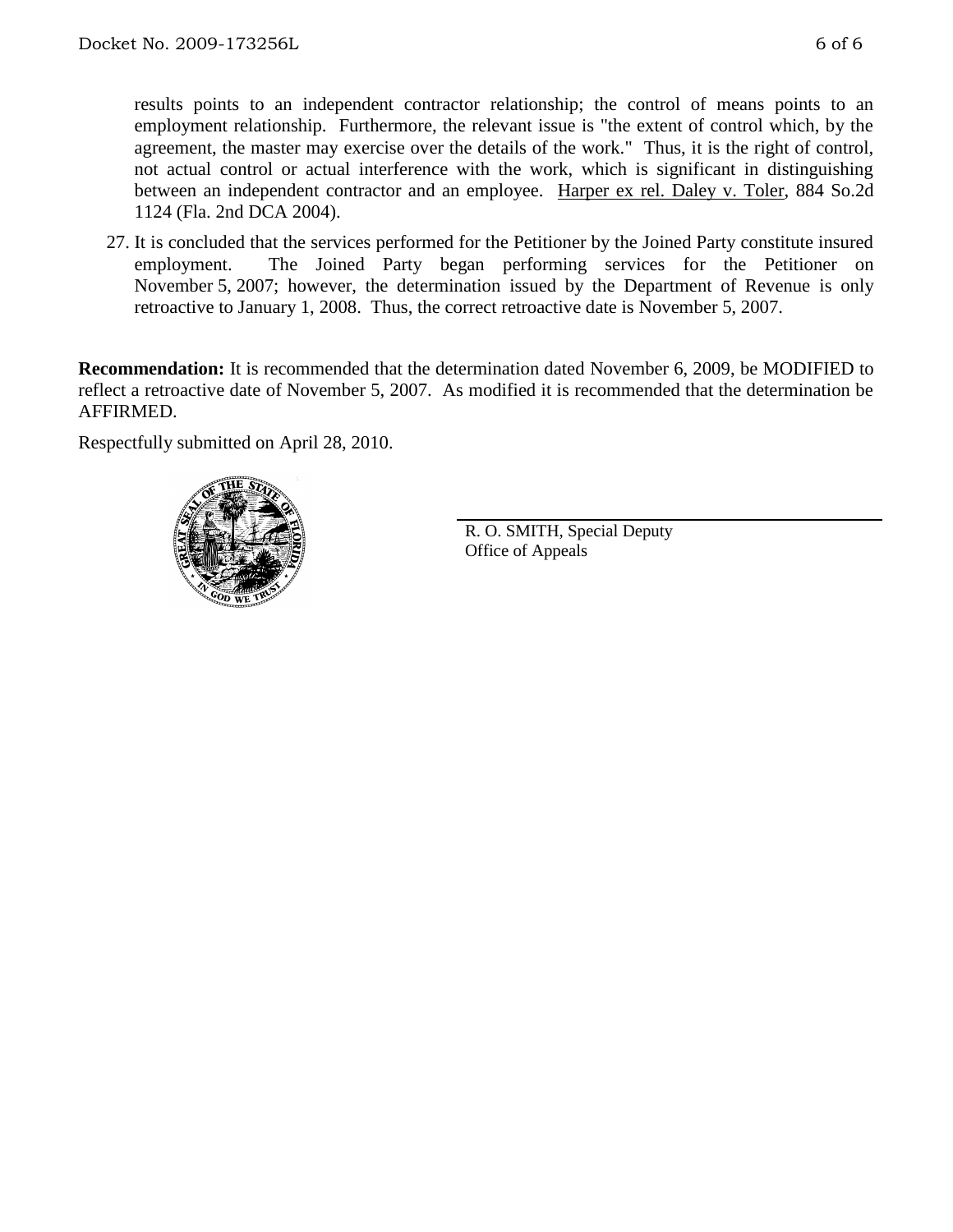results points to an independent contractor relationship; the control of means points to an employment relationship. Furthermore, the relevant issue is "the extent of control which, by the agreement, the master may exercise over the details of the work." Thus, it is the right of control, not actual control or actual interference with the work, which is significant in distinguishing between an independent contractor and an employee. Harper ex rel. Daley v. Toler, 884 So.2d 1124 (Fla. 2nd DCA 2004).

27. It is concluded that the services performed for the Petitioner by the Joined Party constitute insured employment. The Joined Party began performing services for the Petitioner on November 5, 2007; however, the determination issued by the Department of Revenue is only retroactive to January 1, 2008. Thus, the correct retroactive date is November 5, 2007.

**Recommendation:** It is recommended that the determination dated November 6, 2009, be MODIFIED to reflect a retroactive date of November 5, 2007. As modified it is recommended that the determination be AFFIRMED.

Respectfully submitted on April 28, 2010.

R. O. SMITH, Special Deputy
Office of Appeals